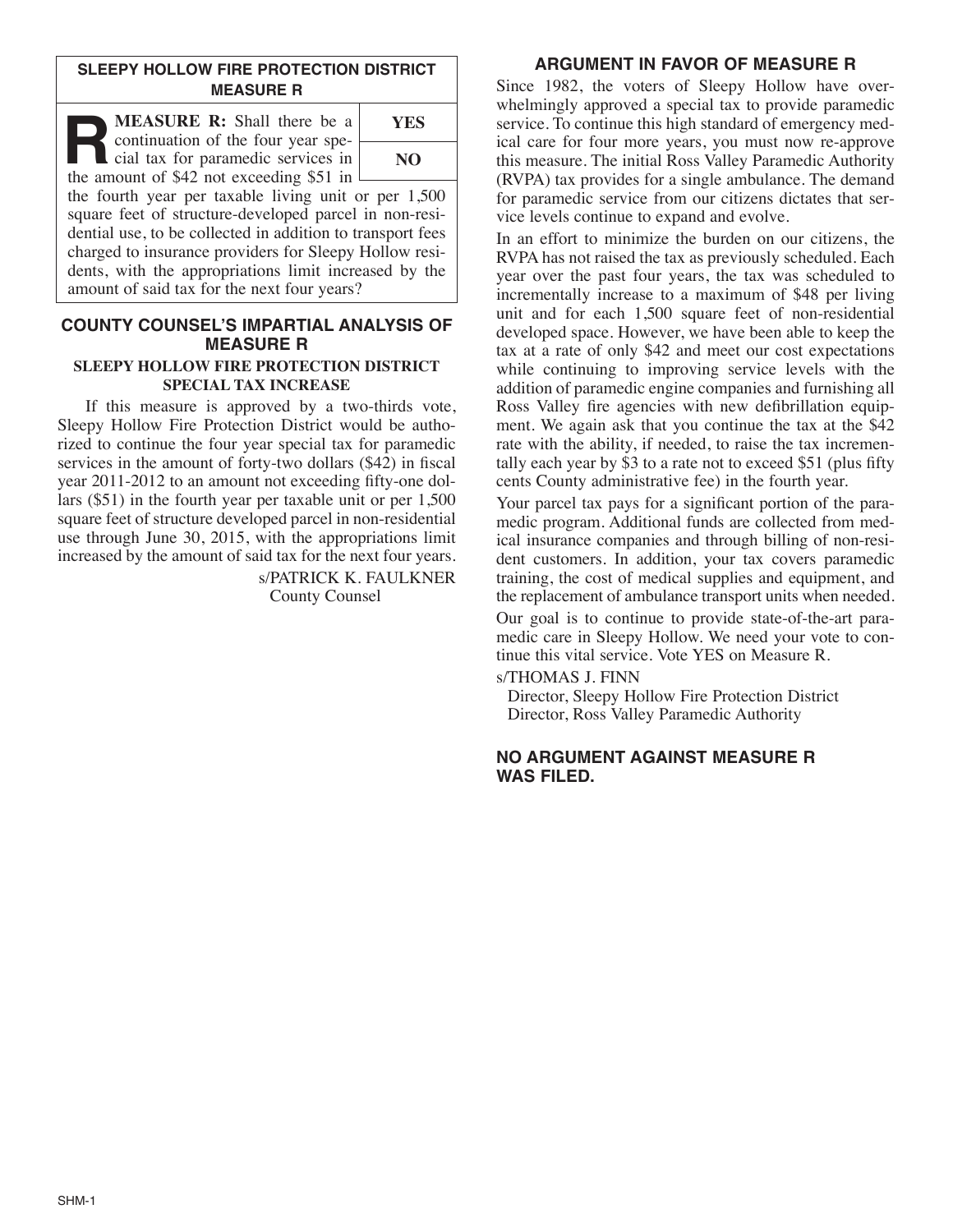## SLEEPY HOLLOW FIRE PROTECTION DISTRICT MEASURE R

**MEASURE R:** Shall there be a continuation of the four year special tax for paramedic services in the amount of $42 not exceeding $51 in the fourth year per taxable living unit or per 1,500 square feet of structure-developed parcel in non-residential use, to be collected in addition to transport fees charged to insurance providers for Sleepy Hollow residents, with the appropriations limit increased by the amount of said tax for the next four years?

| YES |
|---|
| NO |

## COUNTY COUNSEL'S IMPARTIAL ANALYSIS OF MEASURE R

### SLEEPY HOLLOW FIRE PROTECTION DISTRICT SPECIAL TAX INCREASE

If this measure is approved by a two-thirds vote, Sleepy Hollow Fire Protection District would be authorized to continue the four year special tax for paramedic services in the amount of forty-two dollars ($42) in fiscal year 2011-2012 to an amount not exceeding fifty-one dollars ($51) in the fourth year per taxable unit or per 1,500 square feet of structure developed parcel in non-residential use through June 30, 2015, with the appropriations limit increased by the amount of said tax for the next four years.

s/PATRICK K. FAULKNER
County Counsel

## ARGUMENT IN FAVOR OF MEASURE R

Since 1982, the voters of Sleepy Hollow have overwhelmingly approved a special tax to provide paramedic service. To continue this high standard of emergency medical care for four more years, you must now re-approve this measure. The initial Ross Valley Paramedic Authority (RVPA) tax provides for a single ambulance. The demand for paramedic service from our citizens dictates that service levels continue to expand and evolve.

In an effort to minimize the burden on our citizens, the RVPA has not raised the tax as previously scheduled. Each year over the past four years, the tax was scheduled to incrementally increase to a maximum of $48 per living unit and for each 1,500 square feet of non-residential developed space. However, we have been able to keep the tax at a rate of only $42 and meet our cost expectations while continuing to improving service levels with the addition of paramedic engine companies and furnishing all Ross Valley fire agencies with new defibrillation equipment. We again ask that you continue the tax at the $42 rate with the ability, if needed, to raise the tax incrementally each year by $3 to a rate not to exceed $51 (plus fifty cents County administrative fee) in the fourth year.

Your parcel tax pays for a significant portion of the paramedic program. Additional funds are collected from medical insurance companies and through billing of non-resident customers. In addition, your tax covers paramedic training, the cost of medical supplies and equipment, and the replacement of ambulance transport units when needed.

Our goal is to continue to provide state-of-the-art paramedic care in Sleepy Hollow. We need your vote to continue this vital service. Vote YES on Measure R.

s/THOMAS J. FINN
Director, Sleepy Hollow Fire Protection District
Director, Ross Valley Paramedic Authority

## NO ARGUMENT AGAINST MEASURE R WAS FILED.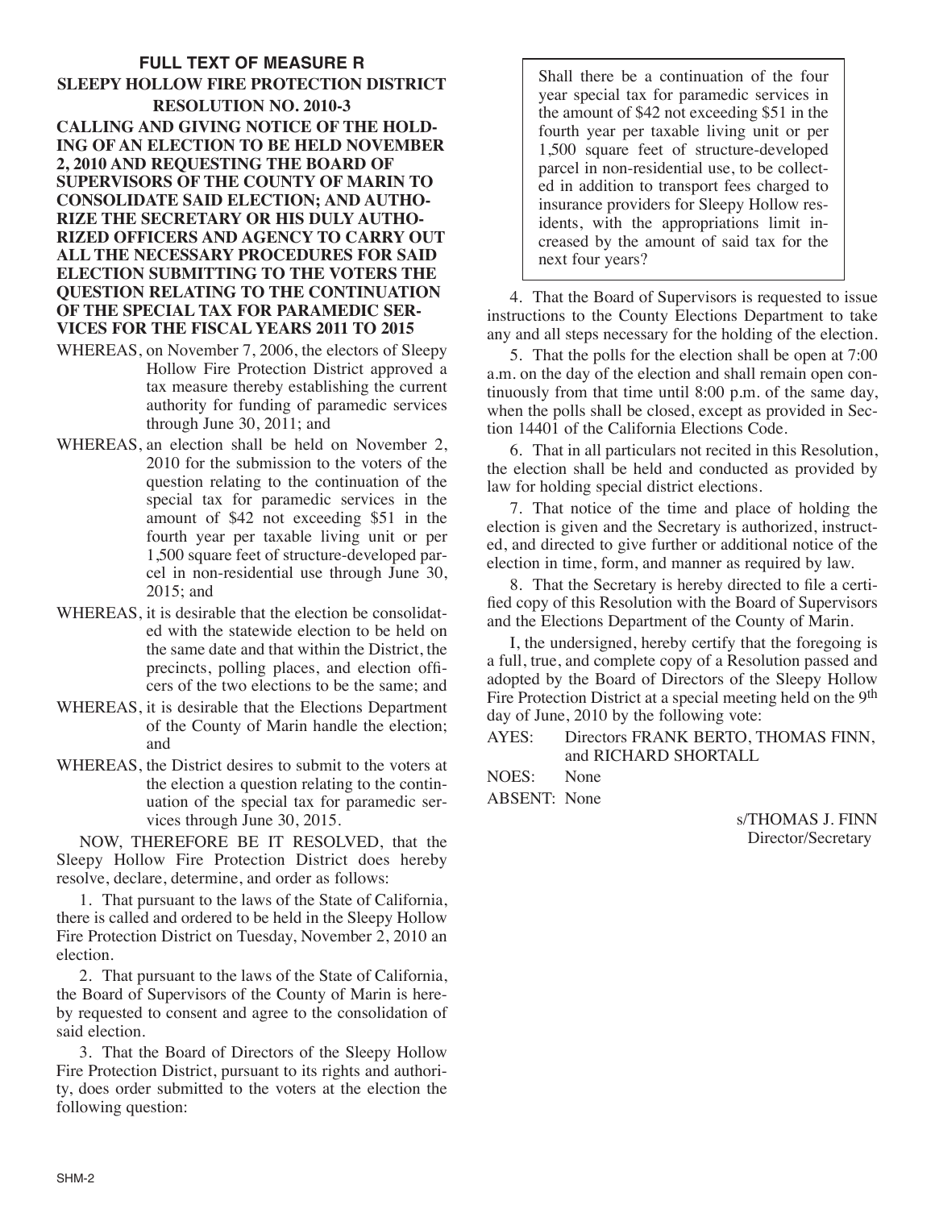## FULL TEXT OF MEASURE R

## SLEEPY HOLLOW FIRE PROTECTION DISTRICT

## RESOLUTION NO. 2010-3

**CALLING AND GIVING NOTICE OF THE HOLDING OF AN ELECTION TO BE HELD NOVEMBER 2, 2010 AND REQUESTING THE BOARD OF SUPERVISORS OF THE COUNTY OF MARIN TO CONSOLIDATE SAID ELECTION; AND AUTHORIZE THE SECRETARY OR HIS DULY AUTHORIZED OFFICERS AND AGENCY TO CARRY OUT ALL THE NECESSARY PROCEDURES FOR SAID ELECTION SUBMITTING TO THE VOTERS THE QUESTION RELATING TO THE CONTINUATION OF THE SPECIAL TAX FOR PARAMEDIC SERVICES FOR THE FISCAL YEARS 2011 TO 2015**

WHEREAS, on November 7, 2006, the electors of Sleepy Hollow Fire Protection District approved a tax measure thereby establishing the current authority for funding of paramedic services through June 30, 2011; and

WHEREAS, an election shall be held on November 2, 2010 for the submission to the voters of the question relating to the continuation of the special tax for paramedic services in the amount of $42 not exceeding $51 in the fourth year per taxable living unit or per 1,500 square feet of structure-developed parcel in non-residential use through June 30, 2015; and

WHEREAS, it is desirable that the election be consolidated with the statewide election to be held on the same date and that within the District, the precincts, polling places, and election officers of the two elections to be the same; and

WHEREAS, it is desirable that the Elections Department of the County of Marin handle the election; and

WHEREAS, the District desires to submit to the voters at the election a question relating to the continuation of the special tax for paramedic services through June 30, 2015.

NOW, THEREFORE BE IT RESOLVED, that the Sleepy Hollow Fire Protection District does hereby resolve, declare, determine, and order as follows:

1. That pursuant to the laws of the State of California, there is called and ordered to be held in the Sleepy Hollow Fire Protection District on Tuesday, November 2, 2010 an election.

2. That pursuant to the laws of the State of California, the Board of Supervisors of the County of Marin is hereby requested to consent and agree to the consolidation of said election.

3. That the Board of Directors of the Sleepy Hollow Fire Protection District, pursuant to its rights and authority, does order submitted to the voters at the election the following question:

> Shall there be a continuation of the four year special tax for paramedic services in the amount of $42 not exceeding $51 in the fourth year per taxable living unit or per 1,500 square feet of structure-developed parcel in non-residential use, to be collected in addition to transport fees charged to insurance providers for Sleepy Hollow residents, with the appropriations limit increased by the amount of said tax for the next four years?

4. That the Board of Supervisors is requested to issue instructions to the County Elections Department to take any and all steps necessary for the holding of the election.

5. That the polls for the election shall be open at 7:00 a.m. on the day of the election and shall remain open continuously from that time until 8:00 p.m. of the same day, when the polls shall be closed, except as provided in Section 14401 of the California Elections Code.

6. That in all particulars not recited in this Resolution, the election shall be held and conducted as provided by law for holding special district elections.

7. That notice of the time and place of holding the election is given and the Secretary is authorized, instructed, and directed to give further or additional notice of the election in time, form, and manner as required by law.

8. That the Secretary is hereby directed to file a certified copy of this Resolution with the Board of Supervisors and the Elections Department of the County of Marin.

I, the undersigned, hereby certify that the foregoing is a full, true, and complete copy of a Resolution passed and adopted by the Board of Directors of the Sleepy Hollow Fire Protection District at a special meeting held on the 9th day of June, 2010 by the following vote:

AYES: Directors FRANK BERTO, THOMAS FINN, and RICHARD SHORTALL

NOES: None

ABSENT: None

s/THOMAS J. FINN
Director/Secretary